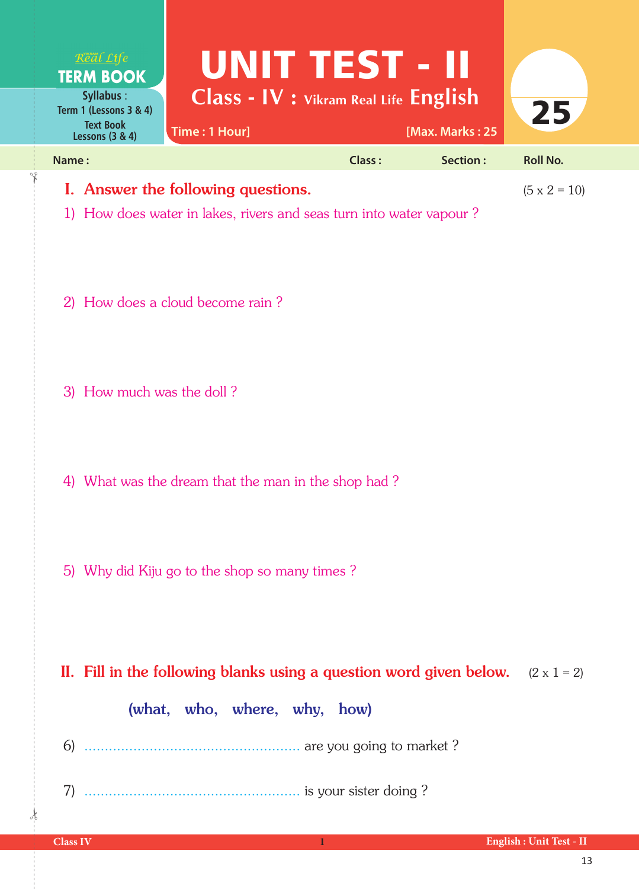Real Life
**TERM BOOK**

Syllabus : Term 1 (Lessons 3 & 4)
Text Book Lessons (3 & 4)

# UNIT TEST - II

## Class - IV : Vikram Real Life English

Time : 1 Hour] [Max. Marks : 25

**25**

Name : Class : Section : Roll No.

## I. Answer the following questions. (5 x 2 = 10)

1) How does water in lakes, rivers and seas turn into water vapour ?

2) How does a cloud become rain ?

3) How much was the doll ?

4) What was the dream that the man in the shop had ?

5) Why did Kiju go to the shop so many times ?

## II. Fill in the following blanks using a question word given below. (2 x 1 = 2)

**(what, who, where, why, how)**

6) ...................................................... are you going to market ?

7) ...................................................... is your sister doing ?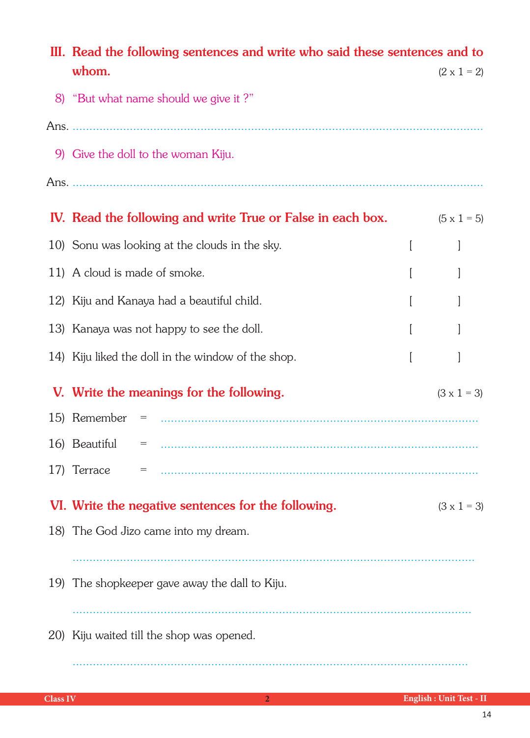## III. Read the following sentences and write who said these sentences and to whom. (2 x 1 = 2)

8) "But what name should we give it ?"

Ans. ..........................................................................................................................

9) Give the doll to the woman Kiju.

Ans. ..........................................................................................................................

## IV. Read the following and write True or False in each box. (5 x 1 = 5)

10) Sonu was looking at the clouds in the sky. [ ]

11) A cloud is made of smoke. [ ]

12) Kiju and Kanaya had a beautiful child. [ ]

13) Kanaya was not happy to see the doll. [ ]

14) Kiju liked the doll in the window of the shop. [ ]

## V. Write the meanings for the following. (3 x 1 = 3)

15) Remember = ..........................................................................................

16) Beautiful = ..........................................................................................

17) Terrace = ..........................................................................................

## VI. Write the negative sentences for the following. (3 x 1 = 3)

18) The God Jizo came into my dream.

..........................................................................................................................

19) The shopkeeper gave away the dall to Kiju.

..........................................................................................................................

20) Kiju waited till the shop was opened.

..........................................................................................................................